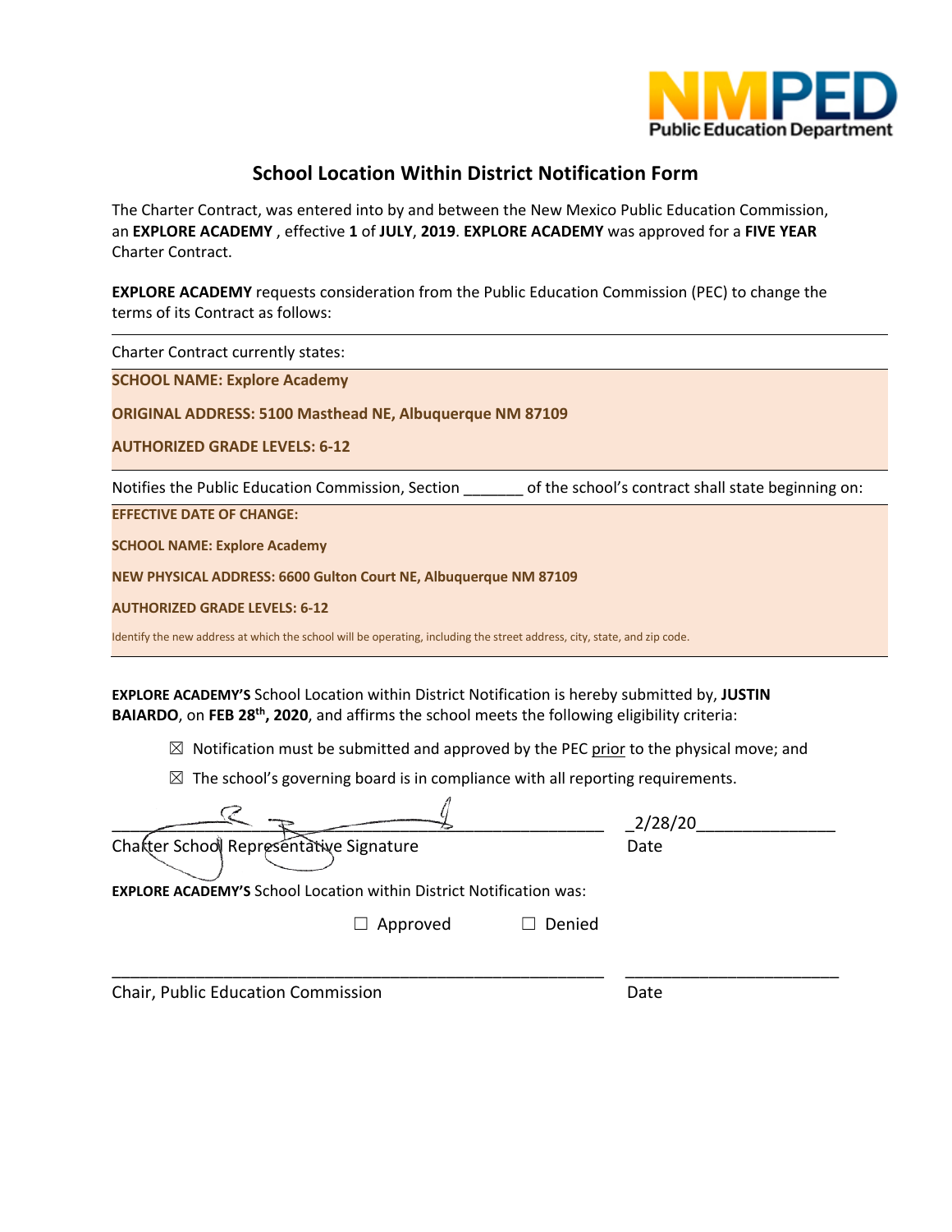# School Location Within District Notification Form

The Charter Contract, was entered into by and between the New Mexico Public Education Commission, an **EXPLORE ACADEMY** , effective **1** of **JULY**, **2019**. **EXPLORE ACADEMY** was approved for a **FIVE YEAR** Charter Contract.

**EXPLORE ACADEMY** requests consideration from the Public Education Commission (PEC) to change the terms of its Contract as follows:

Charter Contract currently states:

**SCHOOL NAME: Explore Academy**

**ORIGINAL ADDRESS: 5100 Masthead NE, Albuquerque NM 87109**

**AUTHORIZED GRADE LEVELS: 6-12**

Notifies the Public Education Commission, Section _______ of the school's contract shall state beginning on:

**EFFECTIVE DATE OF CHANGE:**

**SCHOOL NAME: Explore Academy**

**NEW PHYSICAL ADDRESS: 6600 Gulton Court NE, Albuquerque NM 87109**

**AUTHORIZED GRADE LEVELS: 6-12**

Identify the new address at which the school will be operating, including the street address, city, state, and zip code.

**EXPLORE ACADEMY'S** School Location within District Notification is hereby submitted by, **JUSTIN BAIARDO**, on **FEB 28th, 2020**, and affirms the school meets the following eligibility criteria:

- ☒ Notification must be submitted and approved by the PEC prior to the physical move; and
- ☒ The school's governing board is in compliance with all reporting requirements.

_______________________________________ _2/28/20_______________

Charter School Representative Signature Date

**EXPLORE ACADEMY'S** School Location within District Notification was:

☐ Approved ☐ Denied

_______________________________________ _______________________

Chair, Public Education Commission Date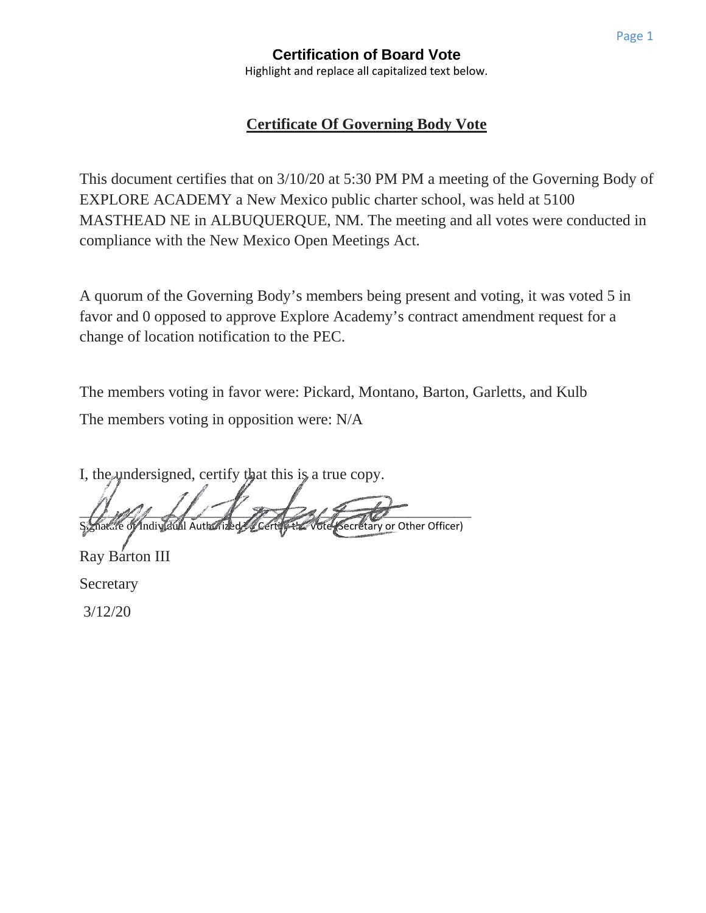**Certification of Board Vote**

Highlight and replace all capitalized text below.

## Certificate Of Governing Body Vote

This document certifies that on 3/10/20 at 5:30 PM PM a meeting of the Governing Body of EXPLORE ACADEMY a New Mexico public charter school, was held at 5100 MASTHEAD NE in ALBUQUERQUE, NM. The meeting and all votes were conducted in compliance with the New Mexico Open Meetings Act.

A quorum of the Governing Body's members being present and voting, it was voted 5 in favor and 0 opposed to approve Explore Academy's contract amendment request for a change of location notification to the PEC.

The members voting in favor were: Pickard, Montano, Barton, Garletts, and Kulb

The members voting in opposition were: N/A

I, the undersigned, certify that this is a true copy.

\_\_\_\_\_\_\_\_\_\_\_\_\_\_\_\_\_\_\_\_\_\_\_\_\_\_\_\_\_\_\_\_\_\_\_\_\_\_\_\_\_\_\_\_\_\_\_\_

Signature of Individual Authorized to Certify the Vote (Secretary or Other Officer)

Ray Barton III

Secretary

3/12/20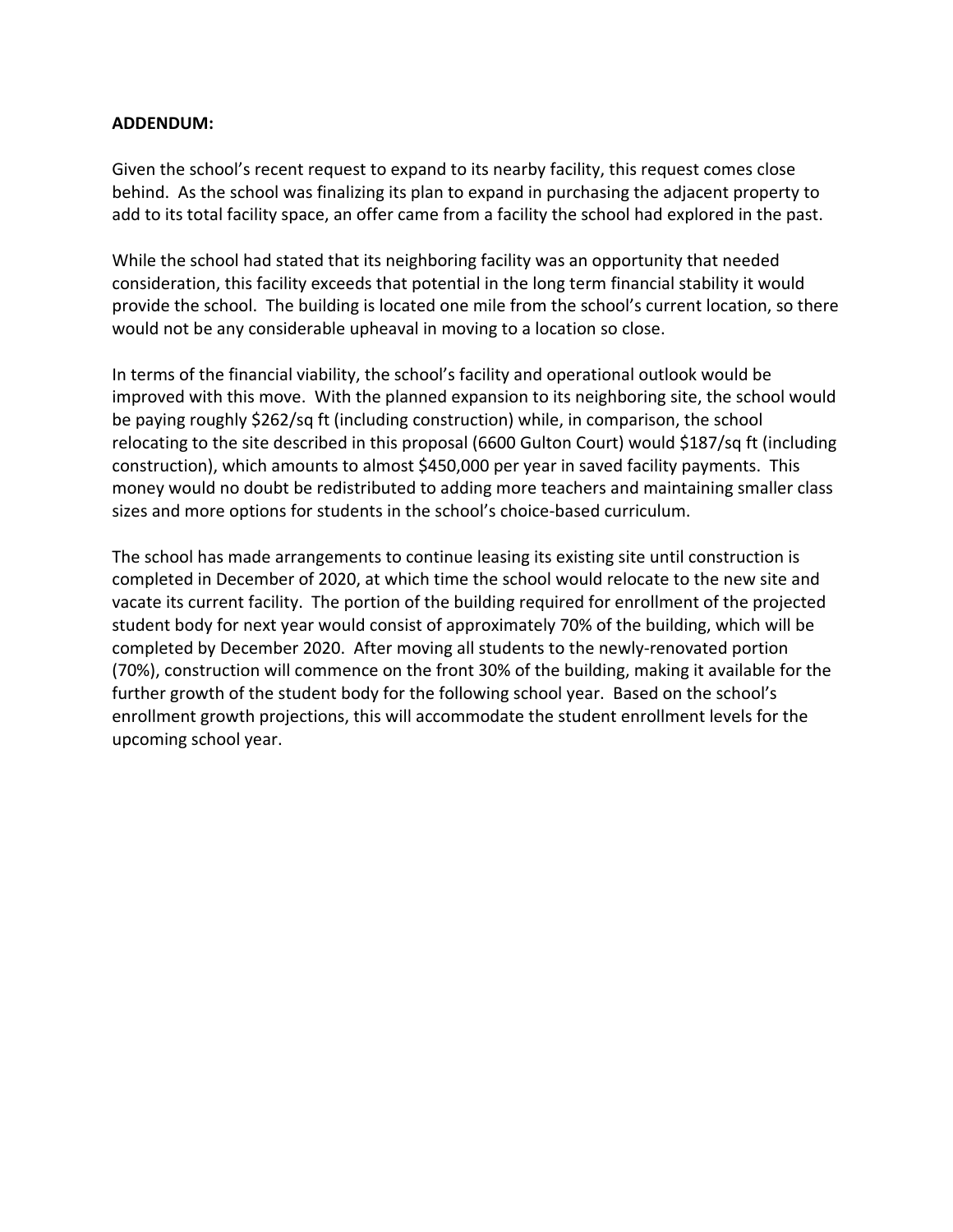**ADDENDUM:**

Given the school's recent request to expand to its nearby facility, this request comes close behind. As the school was finalizing its plan to expand in purchasing the adjacent property to add to its total facility space, an offer came from a facility the school had explored in the past.

While the school had stated that its neighboring facility was an opportunity that needed consideration, this facility exceeds that potential in the long term financial stability it would provide the school. The building is located one mile from the school's current location, so there would not be any considerable upheaval in moving to a location so close.

In terms of the financial viability, the school's facility and operational outlook would be improved with this move. With the planned expansion to its neighboring site, the school would be paying roughly $262/sq ft (including construction) while, in comparison, the school relocating to the site described in this proposal (6600 Gulton Court) would $187/sq ft (including construction), which amounts to almost $450,000 per year in saved facility payments. This money would no doubt be redistributed to adding more teachers and maintaining smaller class sizes and more options for students in the school's choice-based curriculum.

The school has made arrangements to continue leasing its existing site until construction is completed in December of 2020, at which time the school would relocate to the new site and vacate its current facility. The portion of the building required for enrollment of the projected student body for next year would consist of approximately 70% of the building, which will be completed by December 2020. After moving all students to the newly-renovated portion (70%), construction will commence on the front 30% of the building, making it available for the further growth of the student body for the following school year. Based on the school's enrollment growth projections, this will accommodate the student enrollment levels for the upcoming school year.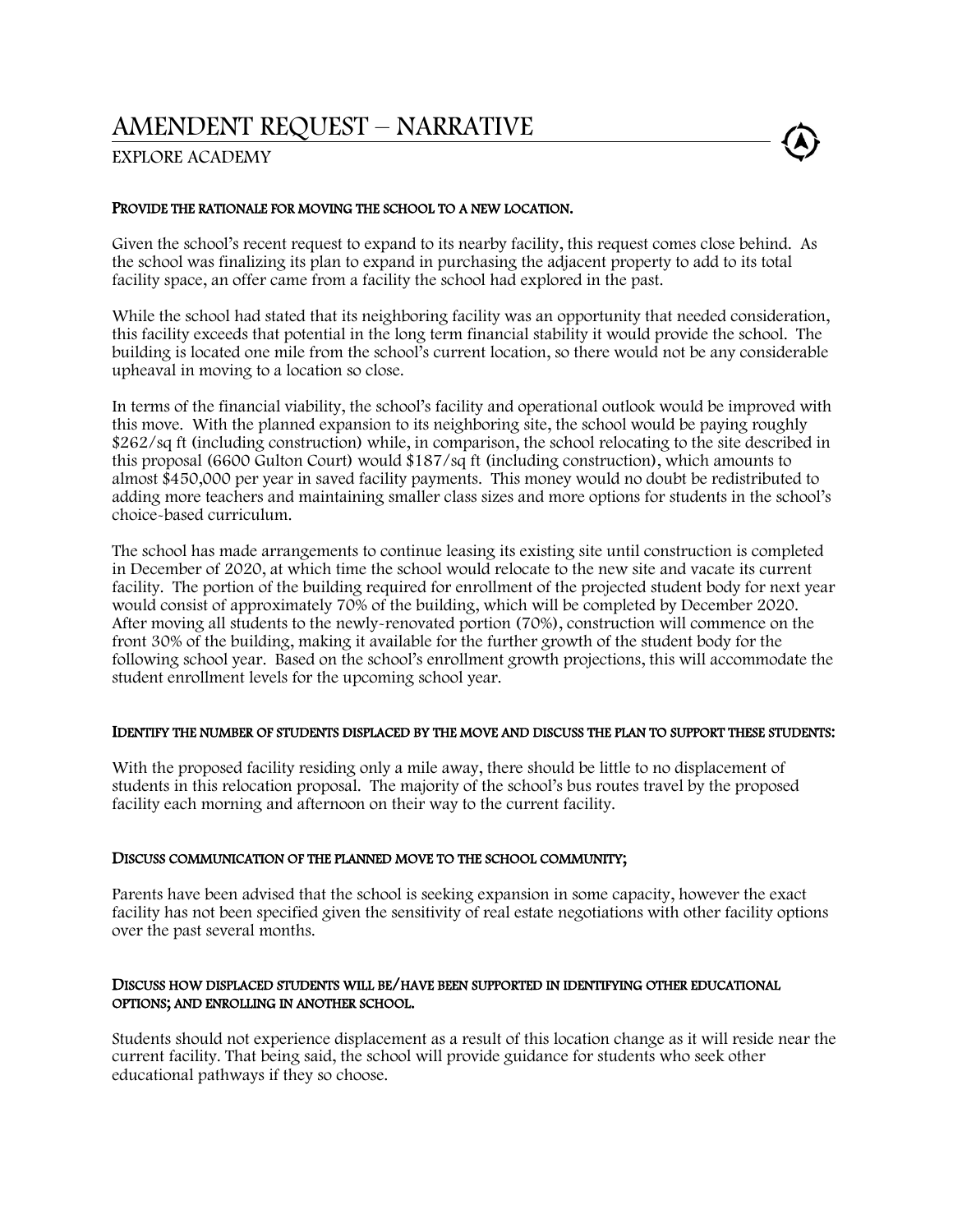# AMENDENT REQUEST – NARRATIVE

## EXPLORE ACADEMY

**PROVIDE THE RATIONALE FOR MOVING THE SCHOOL TO A NEW LOCATION.**

Given the school's recent request to expand to its nearby facility, this request comes close behind. As the school was finalizing its plan to expand in purchasing the adjacent property to add to its total facility space, an offer came from a facility the school had explored in the past.

While the school had stated that its neighboring facility was an opportunity that needed consideration, this facility exceeds that potential in the long term financial stability it would provide the school. The building is located one mile from the school's current location, so there would not be any considerable upheaval in moving to a location so close.

In terms of the financial viability, the school's facility and operational outlook would be improved with this move. With the planned expansion to its neighboring site, the school would be paying roughly $262/sq ft (including construction) while, in comparison, the school relocating to the site described in this proposal (6600 Gulton Court) would $187/sq ft (including construction), which amounts to almost $450,000 per year in saved facility payments. This money would no doubt be redistributed to adding more teachers and maintaining smaller class sizes and more options for students in the school's choice-based curriculum.

The school has made arrangements to continue leasing its existing site until construction is completed in December of 2020, at which time the school would relocate to the new site and vacate its current facility. The portion of the building required for enrollment of the projected student body for next year would consist of approximately 70% of the building, which will be completed by December 2020. After moving all students to the newly-renovated portion (70%), construction will commence on the front 30% of the building, making it available for the further growth of the student body for the following school year. Based on the school's enrollment growth projections, this will accommodate the student enrollment levels for the upcoming school year.

**IDENTIFY THE NUMBER OF STUDENTS DISPLACED BY THE MOVE AND DISCUSS THE PLAN TO SUPPORT THESE STUDENTS:**

With the proposed facility residing only a mile away, there should be little to no displacement of students in this relocation proposal. The majority of the school's bus routes travel by the proposed facility each morning and afternoon on their way to the current facility.

**DISCUSS COMMUNICATION OF THE PLANNED MOVE TO THE SCHOOL COMMUNITY;**

Parents have been advised that the school is seeking expansion in some capacity, however the exact facility has not been specified given the sensitivity of real estate negotiations with other facility options over the past several months.

**DISCUSS HOW DISPLACED STUDENTS WILL BE/HAVE BEEN SUPPORTED IN IDENTIFYING OTHER EDUCATIONAL OPTIONS; AND ENROLLING IN ANOTHER SCHOOL.**

Students should not experience displacement as a result of this location change as it will reside near the current facility. That being said, the school will provide guidance for students who seek other educational pathways if they so choose.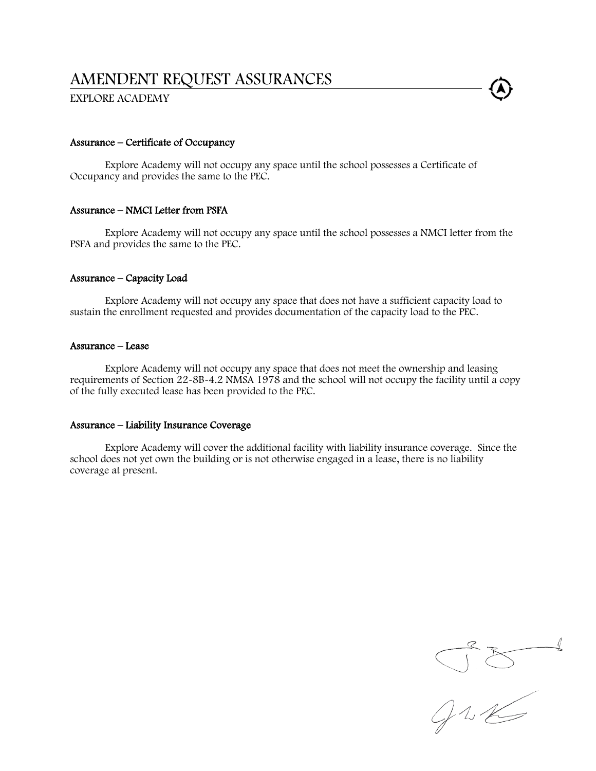# AMENDENT REQUEST ASSURANCES

EXPLORE ACADEMY

**Assurance – Certificate of Occupancy**

Explore Academy will not occupy any space until the school possesses a Certificate of Occupancy and provides the same to the PEC.

**Assurance – NMCI Letter from PSFA**

Explore Academy will not occupy any space until the school possesses a NMCI letter from the PSFA and provides the same to the PEC.

**Assurance – Capacity Load**

Explore Academy will not occupy any space that does not have a sufficient capacity load to sustain the enrollment requested and provides documentation of the capacity load to the PEC.

**Assurance – Lease**

Explore Academy will not occupy any space that does not meet the ownership and leasing requirements of Section 22-8B-4.2 NMSA 1978 and the school will not occupy the facility until a copy of the fully executed lease has been provided to the PEC.

**Assurance – Liability Insurance Coverage**

Explore Academy will cover the additional facility with liability insurance coverage. Since the school does not yet own the building or is not otherwise engaged in a lease, there is no liability coverage at present.